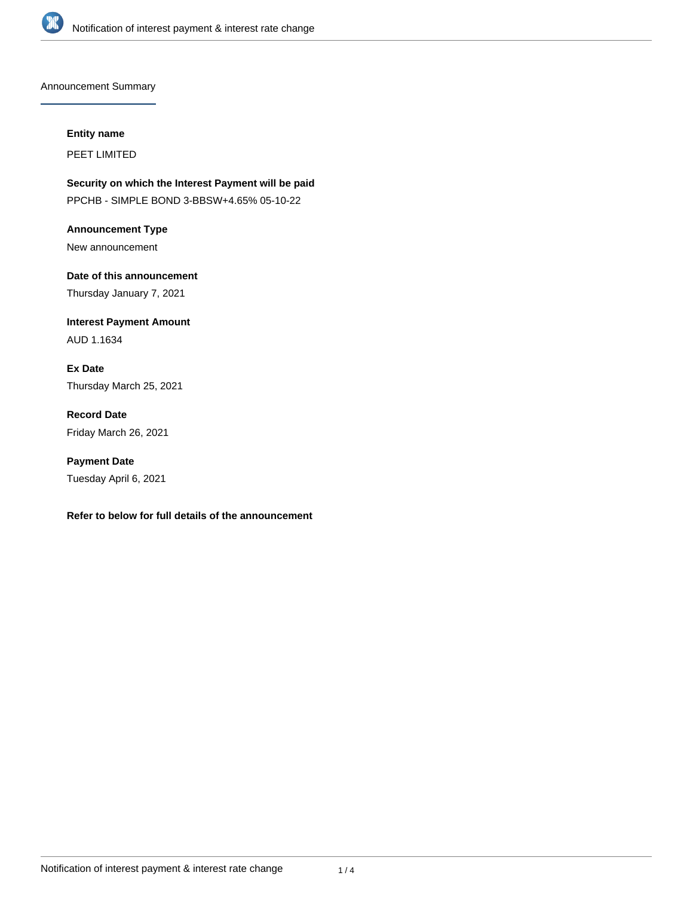## Announcement Summary

**Entity name**

PEET LIMITED

**Security on which the Interest Payment will be paid**

PPCHB - SIMPLE BOND 3-BBSW+4.65% 05-10-22

**Announcement Type**

New announcement

**Date of this announcement**

Thursday January 7, 2021

**Interest Payment Amount**

AUD 1.1634

**Ex Date**

Thursday March 25, 2021

**Record Date**

Friday March 26, 2021

**Payment Date**

Tuesday April 6, 2021

**Refer to below for full details of the announcement**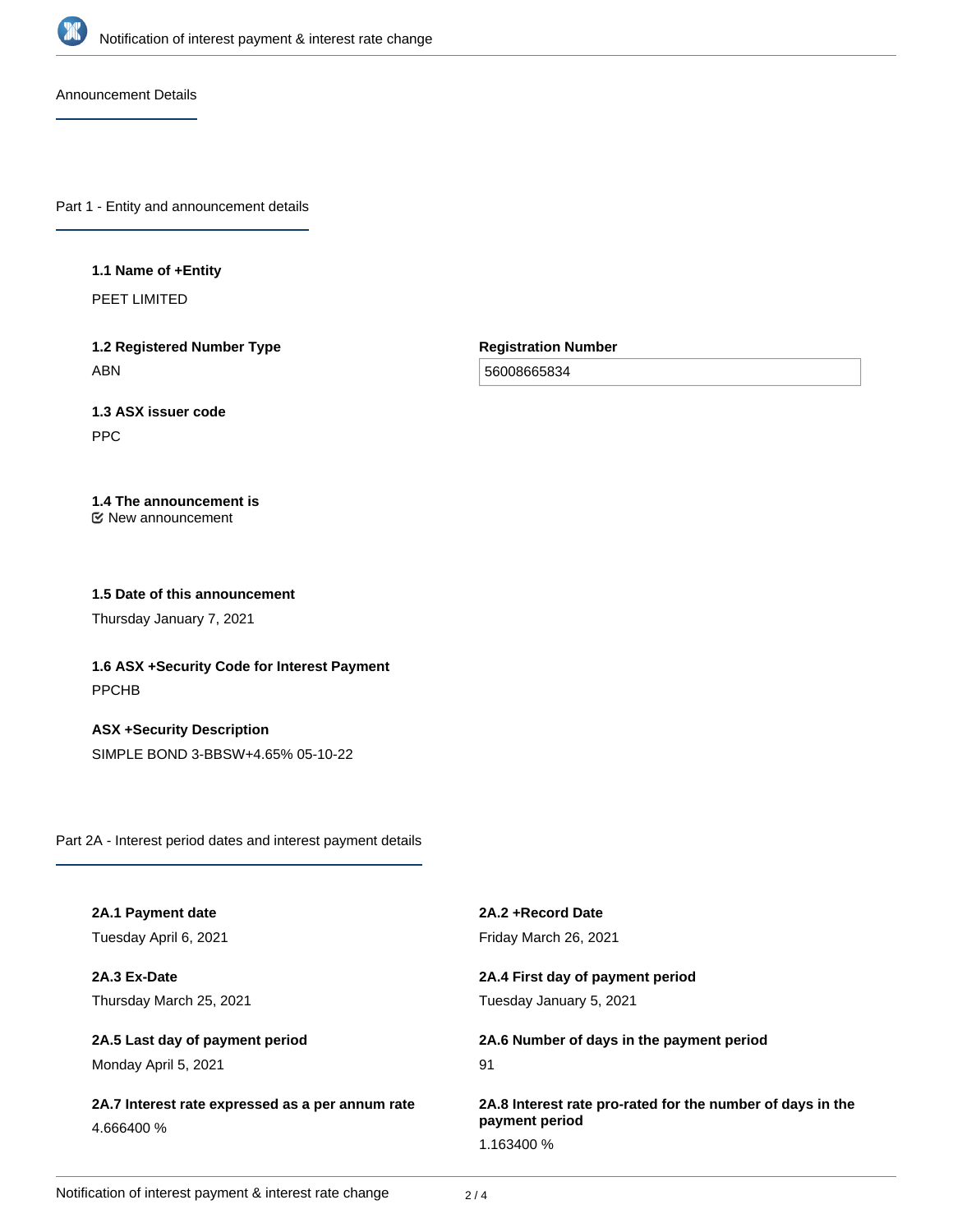## Announcement Details

### Part 1 - Entity and announcement details

**1.1 Name of +Entity**

PEET LIMITED

**1.2 Registered Number Type**

ABN

**Registration Number**

56008665834

**1.3 ASX issuer code**

PPC

**1.4 The announcement is**

New announcement

**1.5 Date of this announcement**

Thursday January 7, 2021

**1.6 ASX +Security Code for Interest Payment**

PPCHB

**ASX +Security Description**

SIMPLE BOND 3-BBSW+4.65% 05-10-22

### Part 2A - Interest period dates and interest payment details

**2A.1 Payment date**

Tuesday April 6, 2021

**2A.2 +Record Date**

Friday March 26, 2021

**2A.3 Ex-Date**

Thursday March 25, 2021

**2A.4 First day of payment period**

Tuesday January 5, 2021

**2A.5 Last day of payment period**

Monday April 5, 2021

**2A.6 Number of days in the payment period**

91

**2A.7 Interest rate expressed as a per annum rate**

4.666400 %

**2A.8 Interest rate pro-rated for the number of days in the payment period**

1.163400 %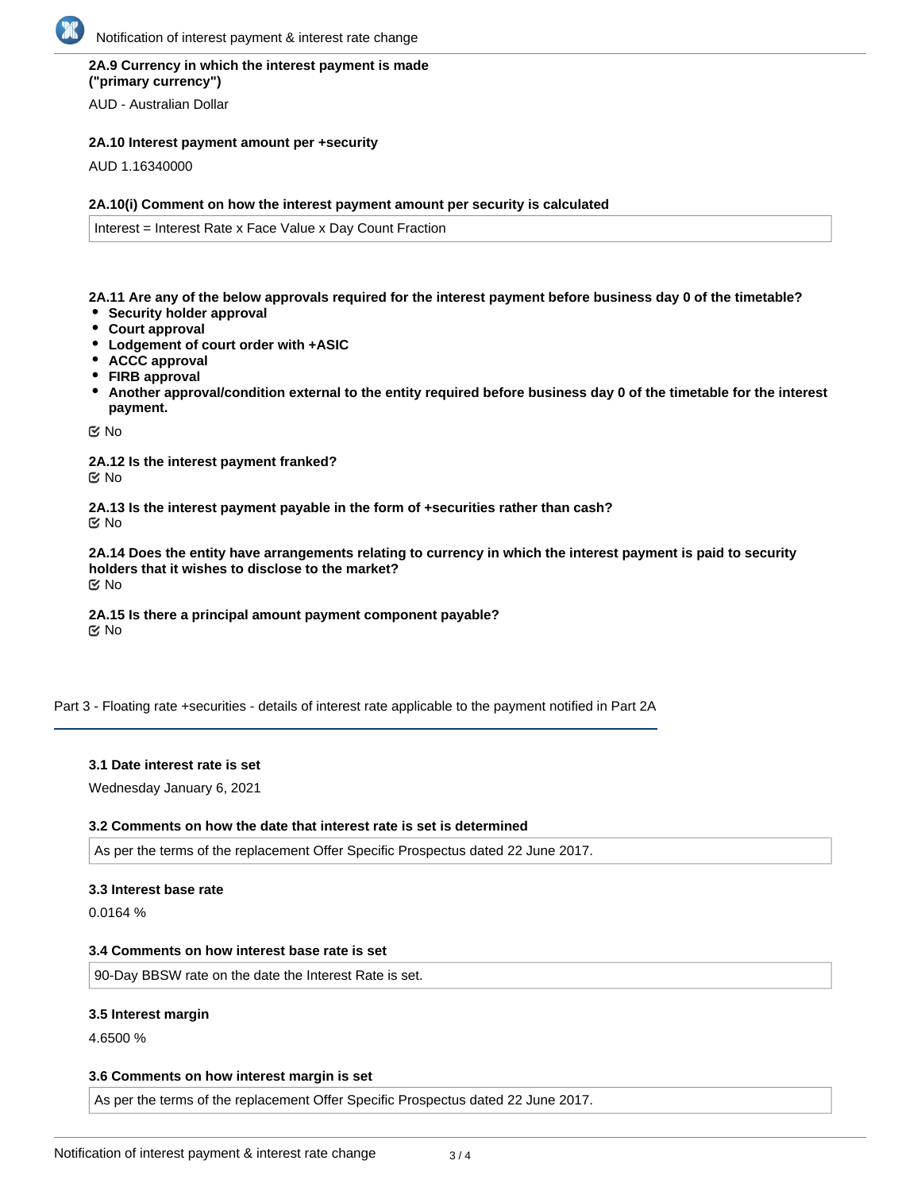**2A.9 Currency in which the interest payment is made ("primary currency")**

AUD - Australian Dollar

**2A.10 Interest payment amount per +security**

AUD 1.16340000

**2A.10(i) Comment on how the interest payment amount per security is calculated**

Interest = Interest Rate x Face Value x Day Count Fraction

**2A.11 Are any of the below approvals required for the interest payment before business day 0 of the timetable?**

- **Security holder approval**
- **Court approval**
- **Lodgement of court order with +ASIC**
- **ACCC approval**
- **FIRB approval**
- **Another approval/condition external to the entity required before business day 0 of the timetable for the interest payment.**

No

**2A.12 Is the interest payment franked?**

No

**2A.13 Is the interest payment payable in the form of +securities rather than cash?**

No

**2A.14 Does the entity have arrangements relating to currency in which the interest payment is paid to security holders that it wishes to disclose to the market?**

No

**2A.15 Is there a principal amount payment component payable?**

No

## Part 3 - Floating rate +securities - details of interest rate applicable to the payment notified in Part 2A

**3.1 Date interest rate is set**

Wednesday January 6, 2021

**3.2 Comments on how the date that interest rate is set is determined**

As per the terms of the replacement Offer Specific Prospectus dated 22 June 2017.

**3.3 Interest base rate**

0.0164 %

**3.4 Comments on how interest base rate is set**

90-Day BBSW rate on the date the Interest Rate is set.

**3.5 Interest margin**

4.6500 %

**3.6 Comments on how interest margin is set**

As per the terms of the replacement Offer Specific Prospectus dated 22 June 2017.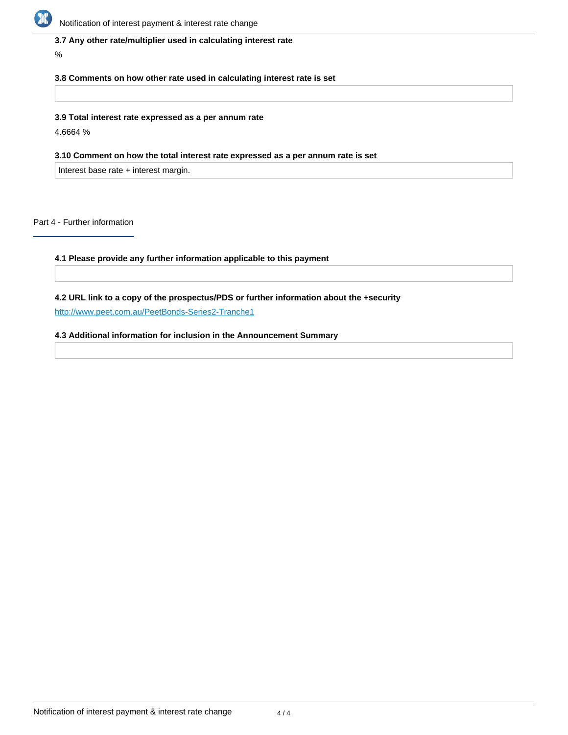**3.7 Any other rate/multiplier used in calculating interest rate**

%

**3.8 Comments on how other rate used in calculating interest rate is set**

**3.9 Total interest rate expressed as a per annum rate**

4.6664 %

**3.10 Comment on how the total interest rate expressed as a per annum rate is set**

Interest base rate + interest margin.

## Part 4 - Further information

**4.1 Please provide any further information applicable to this payment**

**4.2 URL link to a copy of the prospectus/PDS or further information about the +security**

http://www.peet.com.au/PeetBonds-Series2-Tranche1

**4.3 Additional information for inclusion in the Announcement Summary**